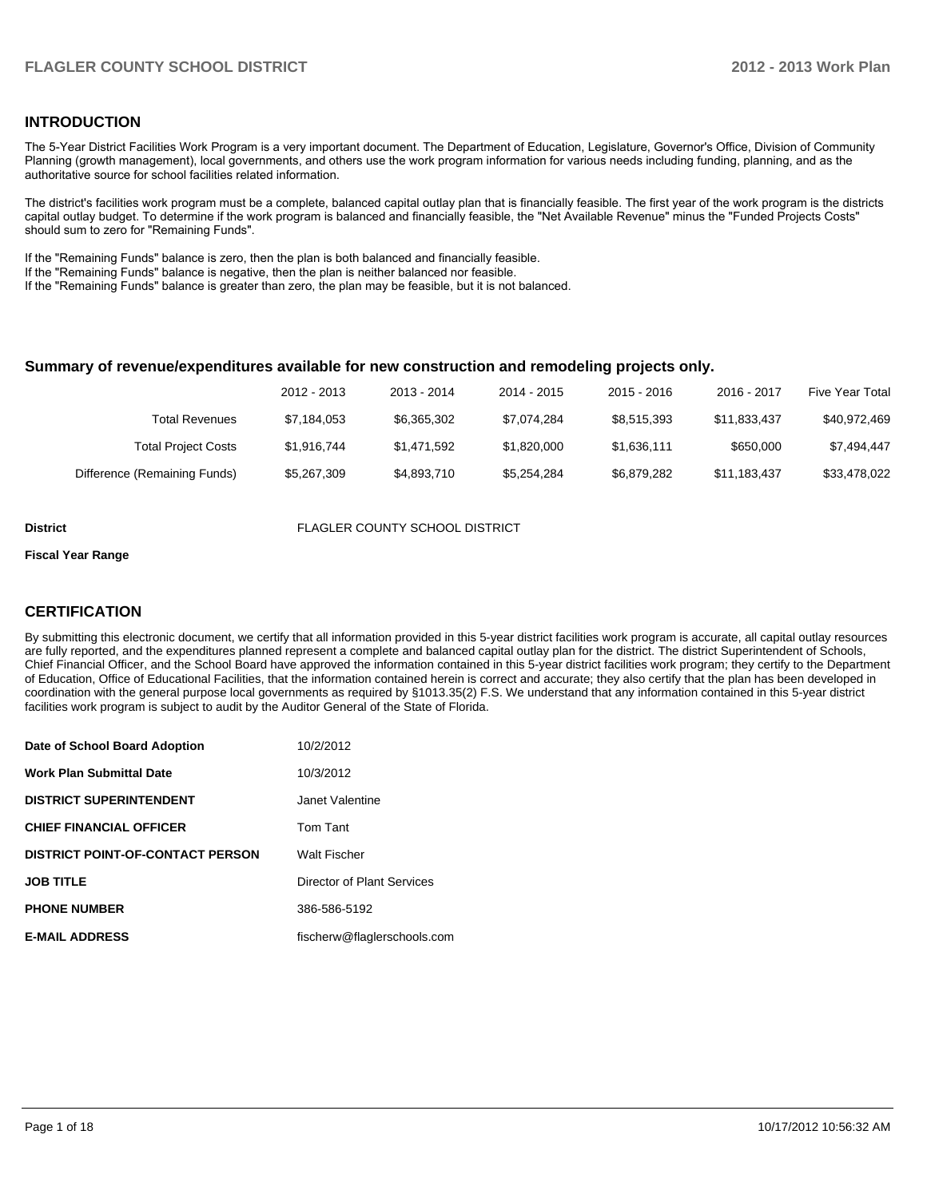## INTRODUCTION

The 5-Year District Facilities Work Program is a very important document. The Department of Education, Legislature, Governor's Office, Division of Community Planning (growth management), local governments, and others use the work program information for various needs including funding, planning, and as the authoritative source for school facilities related information.

The district's facilities work program must be a complete, balanced capital outlay plan that is financially feasible. The first year of the work program is the districts capital outlay budget. To determine if the work program is balanced and financially feasible, the "Net Available Revenue" minus the "Funded Projects Costs" should sum to zero for "Remaining Funds".

If the "Remaining Funds" balance is zero, then the plan is both balanced and financially feasible.
If the "Remaining Funds" balance is negative, then the plan is neither balanced nor feasible.
If the "Remaining Funds" balance is greater than zero, the plan may be feasible, but it is not balanced.

### Summary of revenue/expenditures available for new construction and remodeling projects only.

| | 2012 - 2013 | 2013 - 2014 | 2014 - 2015 | 2015 - 2016 | 2016 - 2017 | Five Year Total |
|---|---|---|---|---|---|---|
| Total Revenues | $7,184,053 | $6,365,302 | $7,074,284 | $8,515,393 | $11,833,437 | $40,972,469 |
| Total Project Costs | $1,916,744 | $1,471,592 | $1,820,000 | $1,636,111 | $650,000 | $7,494,447 |
| Difference (Remaining Funds) | $5,267,309 | $4,893,710 | $5,254,284 | $6,879,282 | $11,183,437 | $33,478,022 |

**District** FLAGLER COUNTY SCHOOL DISTRICT

**Fiscal Year Range**

## CERTIFICATION

By submitting this electronic document, we certify that all information provided in this 5-year district facilities work program is accurate, all capital outlay resources are fully reported, and the expenditures planned represent a complete and balanced capital outlay plan for the district. The district Superintendent of Schools, Chief Financial Officer, and the School Board have approved the information contained in this 5-year district facilities work program; they certify to the Department of Education, Office of Educational Facilities, that the information contained herein is correct and accurate; they also certify that the plan has been developed in coordination with the general purpose local governments as required by §1013.35(2) F.S. We understand that any information contained in this 5-year district facilities work program is subject to audit by the Auditor General of the State of Florida.

| | |
|---|---|
| **Date of School Board Adoption** | 10/2/2012 |
| **Work Plan Submittal Date** | 10/3/2012 |
| **DISTRICT SUPERINTENDENT** | Janet Valentine |
| **CHIEF FINANCIAL OFFICER** | Tom Tant |
| **DISTRICT POINT-OF-CONTACT PERSON** | Walt Fischer |
| **JOB TITLE** | Director of Plant Services |
| **PHONE NUMBER** | 386-586-5192 |
| **E-MAIL ADDRESS** | fischerw@flaglerschools.com |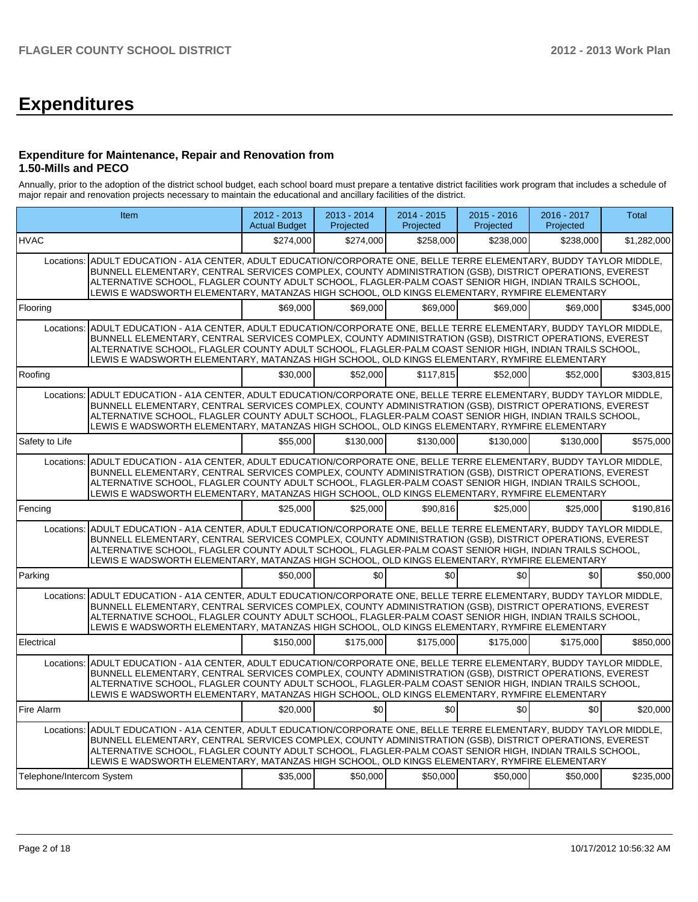# Expenditures

### Expenditure for Maintenance, Repair and Renovation from 1.50-Mills and PECO

Annually, prior to the adoption of the district school budget, each school board must prepare a tentative district facilities work program that includes a schedule of major repair and renovation projects necessary to maintain the educational and ancillary facilities of the district.

| Item | | 2012 - 2013 Actual Budget | 2013 - 2014 Projected | 2014 - 2015 Projected | 2015 - 2016 Projected | 2016 - 2017 Projected | Total |
|---|---|---|---|---|---|---|---|
| HVAC | | $274,000 | $274,000 | $258,000 | $238,000 | $238,000 | $1,282,000 |
| | Locations: | ADULT EDUCATION - A1A CENTER, ADULT EDUCATION/CORPORATE ONE, BELLE TERRE ELEMENTARY, BUDDY TAYLOR MIDDLE, BUNNELL ELEMENTARY, CENTRAL SERVICES COMPLEX, COUNTY ADMINISTRATION (GSB), DISTRICT OPERATIONS, EVEREST ALTERNATIVE SCHOOL, FLAGLER COUNTY ADULT SCHOOL, FLAGLER-PALM COAST SENIOR HIGH, INDIAN TRAILS SCHOOL, LEWIS E WADSWORTH ELEMENTARY, MATANZAS HIGH SCHOOL, OLD KINGS ELEMENTARY, RYMFIRE ELEMENTARY | | | | | |
| Flooring | | $69,000 | $69,000 | $69,000 | $69,000 | $69,000 | $345,000 |
| | Locations: | ADULT EDUCATION - A1A CENTER, ADULT EDUCATION/CORPORATE ONE, BELLE TERRE ELEMENTARY, BUDDY TAYLOR MIDDLE, BUNNELL ELEMENTARY, CENTRAL SERVICES COMPLEX, COUNTY ADMINISTRATION (GSB), DISTRICT OPERATIONS, EVEREST ALTERNATIVE SCHOOL, FLAGLER COUNTY ADULT SCHOOL, FLAGLER-PALM COAST SENIOR HIGH, INDIAN TRAILS SCHOOL, LEWIS E WADSWORTH ELEMENTARY, MATANZAS HIGH SCHOOL, OLD KINGS ELEMENTARY, RYMFIRE ELEMENTARY | | | | | |
| Roofing | | $30,000 | $52,000 | $117,815 | $52,000 | $52,000 | $303,815 |
| | Locations: | ADULT EDUCATION - A1A CENTER, ADULT EDUCATION/CORPORATE ONE, BELLE TERRE ELEMENTARY, BUDDY TAYLOR MIDDLE, BUNNELL ELEMENTARY, CENTRAL SERVICES COMPLEX, COUNTY ADMINISTRATION (GSB), DISTRICT OPERATIONS, EVEREST ALTERNATIVE SCHOOL, FLAGLER COUNTY ADULT SCHOOL, FLAGLER-PALM COAST SENIOR HIGH, INDIAN TRAILS SCHOOL, LEWIS E WADSWORTH ELEMENTARY, MATANZAS HIGH SCHOOL, OLD KINGS ELEMENTARY, RYMFIRE ELEMENTARY | | | | | |
| Safety to Life | | $55,000 | $130,000 | $130,000 | $130,000 | $130,000 | $575,000 |
| | Locations: | ADULT EDUCATION - A1A CENTER, ADULT EDUCATION/CORPORATE ONE, BELLE TERRE ELEMENTARY, BUDDY TAYLOR MIDDLE, BUNNELL ELEMENTARY, CENTRAL SERVICES COMPLEX, COUNTY ADMINISTRATION (GSB), DISTRICT OPERATIONS, EVEREST ALTERNATIVE SCHOOL, FLAGLER COUNTY ADULT SCHOOL, FLAGLER-PALM COAST SENIOR HIGH, INDIAN TRAILS SCHOOL, LEWIS E WADSWORTH ELEMENTARY, MATANZAS HIGH SCHOOL, OLD KINGS ELEMENTARY, RYMFIRE ELEMENTARY | | | | | |
| Fencing | | $25,000 | $25,000 | $90,816 | $25,000 | $25,000 | $190,816 |
| | Locations: | ADULT EDUCATION - A1A CENTER, ADULT EDUCATION/CORPORATE ONE, BELLE TERRE ELEMENTARY, BUDDY TAYLOR MIDDLE, BUNNELL ELEMENTARY, CENTRAL SERVICES COMPLEX, COUNTY ADMINISTRATION (GSB), DISTRICT OPERATIONS, EVEREST ALTERNATIVE SCHOOL, FLAGLER COUNTY ADULT SCHOOL, FLAGLER-PALM COAST SENIOR HIGH, INDIAN TRAILS SCHOOL, LEWIS E WADSWORTH ELEMENTARY, MATANZAS HIGH SCHOOL, OLD KINGS ELEMENTARY, RYMFIRE ELEMENTARY | | | | | |
| Parking | | $50,000 | $0 | $0 | $0 | $0 | $50,000 |
| | Locations: | ADULT EDUCATION - A1A CENTER, ADULT EDUCATION/CORPORATE ONE, BELLE TERRE ELEMENTARY, BUDDY TAYLOR MIDDLE, BUNNELL ELEMENTARY, CENTRAL SERVICES COMPLEX, COUNTY ADMINISTRATION (GSB), DISTRICT OPERATIONS, EVEREST ALTERNATIVE SCHOOL, FLAGLER COUNTY ADULT SCHOOL, FLAGLER-PALM COAST SENIOR HIGH, INDIAN TRAILS SCHOOL, LEWIS E WADSWORTH ELEMENTARY, MATANZAS HIGH SCHOOL, OLD KINGS ELEMENTARY, RYMFIRE ELEMENTARY | | | | | |
| Electrical | | $150,000 | $175,000 | $175,000 | $175,000 | $175,000 | $850,000 |
| | Locations: | ADULT EDUCATION - A1A CENTER, ADULT EDUCATION/CORPORATE ONE, BELLE TERRE ELEMENTARY, BUDDY TAYLOR MIDDLE, BUNNELL ELEMENTARY, CENTRAL SERVICES COMPLEX, COUNTY ADMINISTRATION (GSB), DISTRICT OPERATIONS, EVEREST ALTERNATIVE SCHOOL, FLAGLER COUNTY ADULT SCHOOL, FLAGLER-PALM COAST SENIOR HIGH, INDIAN TRAILS SCHOOL, LEWIS E WADSWORTH ELEMENTARY, MATANZAS HIGH SCHOOL, OLD KINGS ELEMENTARY, RYMFIRE ELEMENTARY | | | | | |
| Fire Alarm | | $20,000 | $0 | $0 | $0 | $0 | $20,000 |
| | Locations: | ADULT EDUCATION - A1A CENTER, ADULT EDUCATION/CORPORATE ONE, BELLE TERRE ELEMENTARY, BUDDY TAYLOR MIDDLE, BUNNELL ELEMENTARY, CENTRAL SERVICES COMPLEX, COUNTY ADMINISTRATION (GSB), DISTRICT OPERATIONS, EVEREST ALTERNATIVE SCHOOL, FLAGLER COUNTY ADULT SCHOOL, FLAGLER-PALM COAST SENIOR HIGH, INDIAN TRAILS SCHOOL, LEWIS E WADSWORTH ELEMENTARY, MATANZAS HIGH SCHOOL, OLD KINGS ELEMENTARY, RYMFIRE ELEMENTARY | | | | | |
| Telephone/Intercom System | | $35,000 | $50,000 | $50,000 | $50,000 | $50,000 | $235,000 |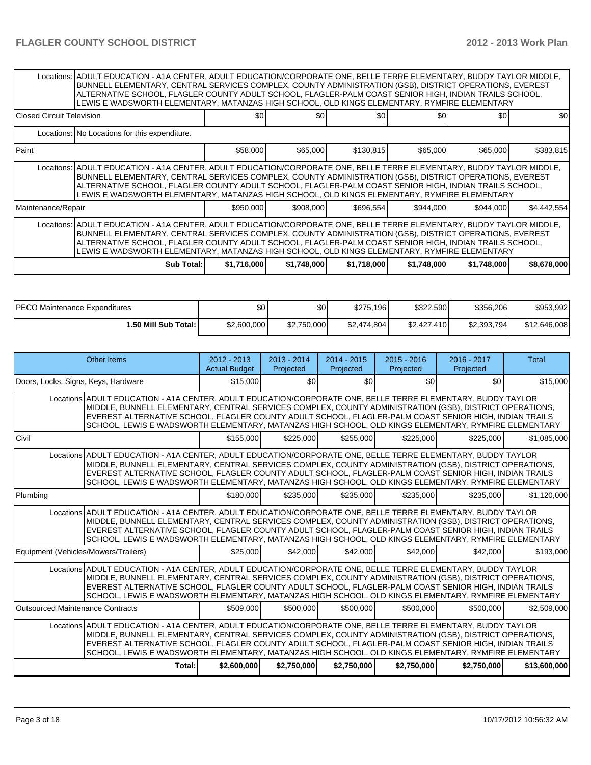| | | | | | | |
|---|---|---|---|---|---|---|
| Locations: | ADULT EDUCATION - A1A CENTER, ADULT EDUCATION/CORPORATE ONE, BELLE TERRE ELEMENTARY, BUDDY TAYLOR MIDDLE, BUNNELL ELEMENTARY, CENTRAL SERVICES COMPLEX, COUNTY ADMINISTRATION (GSB), DISTRICT OPERATIONS, EVEREST ALTERNATIVE SCHOOL, FLAGLER COUNTY ADULT SCHOOL, FLAGLER-PALM COAST SENIOR HIGH, INDIAN TRAILS SCHOOL, LEWIS E WADSWORTH ELEMENTARY, MATANZAS HIGH SCHOOL, OLD KINGS ELEMENTARY, RYMFIRE ELEMENTARY | | | | | |
| Closed Circuit Television | | $0 | $0 | $0 | $0 | $0 | $0 |
| Locations: | No Locations for this expenditure. | | | | | |
| Paint | | $58,000 | $65,000 | $130,815 | $65,000 | $65,000 | $383,815 |
| Locations: | ADULT EDUCATION - A1A CENTER, ADULT EDUCATION/CORPORATE ONE, BELLE TERRE ELEMENTARY, BUDDY TAYLOR MIDDLE, BUNNELL ELEMENTARY, CENTRAL SERVICES COMPLEX, COUNTY ADMINISTRATION (GSB), DISTRICT OPERATIONS, EVEREST ALTERNATIVE SCHOOL, FLAGLER COUNTY ADULT SCHOOL, FLAGLER-PALM COAST SENIOR HIGH, INDIAN TRAILS SCHOOL, LEWIS E WADSWORTH ELEMENTARY, MATANZAS HIGH SCHOOL, OLD KINGS ELEMENTARY, RYMFIRE ELEMENTARY | | | | | |
| Maintenance/Repair | | $950,000 | $908,000 | $696,554 | $944,000 | $944,000 | $4,442,554 |
| Locations: | ADULT EDUCATION - A1A CENTER, ADULT EDUCATION/CORPORATE ONE, BELLE TERRE ELEMENTARY, BUDDY TAYLOR MIDDLE, BUNNELL ELEMENTARY, CENTRAL SERVICES COMPLEX, COUNTY ADMINISTRATION (GSB), DISTRICT OPERATIONS, EVEREST ALTERNATIVE SCHOOL, FLAGLER COUNTY ADULT SCHOOL, FLAGLER-PALM COAST SENIOR HIGH, INDIAN TRAILS SCHOOL, LEWIS E WADSWORTH ELEMENTARY, MATANZAS HIGH SCHOOL, OLD KINGS ELEMENTARY, RYMFIRE ELEMENTARY | | | | | |
| | **Sub Total:** | **$1,716,000** | **$1,748,000** | **$1,718,000** | **$1,748,000** | **$1,748,000** | **$8,678,000** |

| | | | | | | |
|---|---|---|---|---|---|---|
| PECO Maintenance Expenditures | $0 | $0 | $275,196 | $322,590 | $356,206 | $953,992 |
| **1.50 Mill Sub Total:** | $2,600,000 | $2,750,000 | $2,474,804 | $2,427,410 | $2,393,794 | $12,646,008 |

| Other Items | | 2012 - 2013 Actual Budget | 2013 - 2014 Projected | 2014 - 2015 Projected | 2015 - 2016 Projected | 2016 - 2017 Projected | Total |
|---|---|---|---|---|---|---|---|
| Doors, Locks, Signs, Keys, Hardware | | $15,000 | $0 | $0 | $0 | $0 | $15,000 |
| Locations | ADULT EDUCATION - A1A CENTER, ADULT EDUCATION/CORPORATE ONE, BELLE TERRE ELEMENTARY, BUDDY TAYLOR MIDDLE, BUNNELL ELEMENTARY, CENTRAL SERVICES COMPLEX, COUNTY ADMINISTRATION (GSB), DISTRICT OPERATIONS, EVEREST ALTERNATIVE SCHOOL, FLAGLER COUNTY ADULT SCHOOL, FLAGLER-PALM COAST SENIOR HIGH, INDIAN TRAILS SCHOOL, LEWIS E WADSWORTH ELEMENTARY, MATANZAS HIGH SCHOOL, OLD KINGS ELEMENTARY, RYMFIRE ELEMENTARY | | | | | | |
| Civil | | $155,000 | $225,000 | $255,000 | $225,000 | $225,000 | $1,085,000 |
| Locations | ADULT EDUCATION - A1A CENTER, ADULT EDUCATION/CORPORATE ONE, BELLE TERRE ELEMENTARY, BUDDY TAYLOR MIDDLE, BUNNELL ELEMENTARY, CENTRAL SERVICES COMPLEX, COUNTY ADMINISTRATION (GSB), DISTRICT OPERATIONS, EVEREST ALTERNATIVE SCHOOL, FLAGLER COUNTY ADULT SCHOOL, FLAGLER-PALM COAST SENIOR HIGH, INDIAN TRAILS SCHOOL, LEWIS E WADSWORTH ELEMENTARY, MATANZAS HIGH SCHOOL, OLD KINGS ELEMENTARY, RYMFIRE ELEMENTARY | | | | | | |
| Plumbing | | $180,000 | $235,000 | $235,000 | $235,000 | $235,000 | $1,120,000 |
| Locations | ADULT EDUCATION - A1A CENTER, ADULT EDUCATION/CORPORATE ONE, BELLE TERRE ELEMENTARY, BUDDY TAYLOR MIDDLE, BUNNELL ELEMENTARY, CENTRAL SERVICES COMPLEX, COUNTY ADMINISTRATION (GSB), DISTRICT OPERATIONS, EVEREST ALTERNATIVE SCHOOL, FLAGLER COUNTY ADULT SCHOOL, FLAGLER-PALM COAST SENIOR HIGH, INDIAN TRAILS SCHOOL, LEWIS E WADSWORTH ELEMENTARY, MATANZAS HIGH SCHOOL, OLD KINGS ELEMENTARY, RYMFIRE ELEMENTARY | | | | | | |
| Equipment (Vehicles/Mowers/Trailers) | | $25,000 | $42,000 | $42,000 | $42,000 | $42,000 | $193,000 |
| Locations | ADULT EDUCATION - A1A CENTER, ADULT EDUCATION/CORPORATE ONE, BELLE TERRE ELEMENTARY, BUDDY TAYLOR MIDDLE, BUNNELL ELEMENTARY, CENTRAL SERVICES COMPLEX, COUNTY ADMINISTRATION (GSB), DISTRICT OPERATIONS, EVEREST ALTERNATIVE SCHOOL, FLAGLER COUNTY ADULT SCHOOL, FLAGLER-PALM COAST SENIOR HIGH, INDIAN TRAILS SCHOOL, LEWIS E WADSWORTH ELEMENTARY, MATANZAS HIGH SCHOOL, OLD KINGS ELEMENTARY, RYMFIRE ELEMENTARY | | | | | | |
| Outsourced Maintenance Contracts | | $509,000 | $500,000 | $500,000 | $500,000 | $500,000 | $2,509,000 |
| Locations | ADULT EDUCATION - A1A CENTER, ADULT EDUCATION/CORPORATE ONE, BELLE TERRE ELEMENTARY, BUDDY TAYLOR MIDDLE, BUNNELL ELEMENTARY, CENTRAL SERVICES COMPLEX, COUNTY ADMINISTRATION (GSB), DISTRICT OPERATIONS, EVEREST ALTERNATIVE SCHOOL, FLAGLER COUNTY ADULT SCHOOL, FLAGLER-PALM COAST SENIOR HIGH, INDIAN TRAILS SCHOOL, LEWIS E WADSWORTH ELEMENTARY, MATANZAS HIGH SCHOOL, OLD KINGS ELEMENTARY, RYMFIRE ELEMENTARY | | | | | | |
| | **Total:** | **$2,600,000** | **$2,750,000** | **$2,750,000** | **$2,750,000** | **$2,750,000** | **$13,600,000** |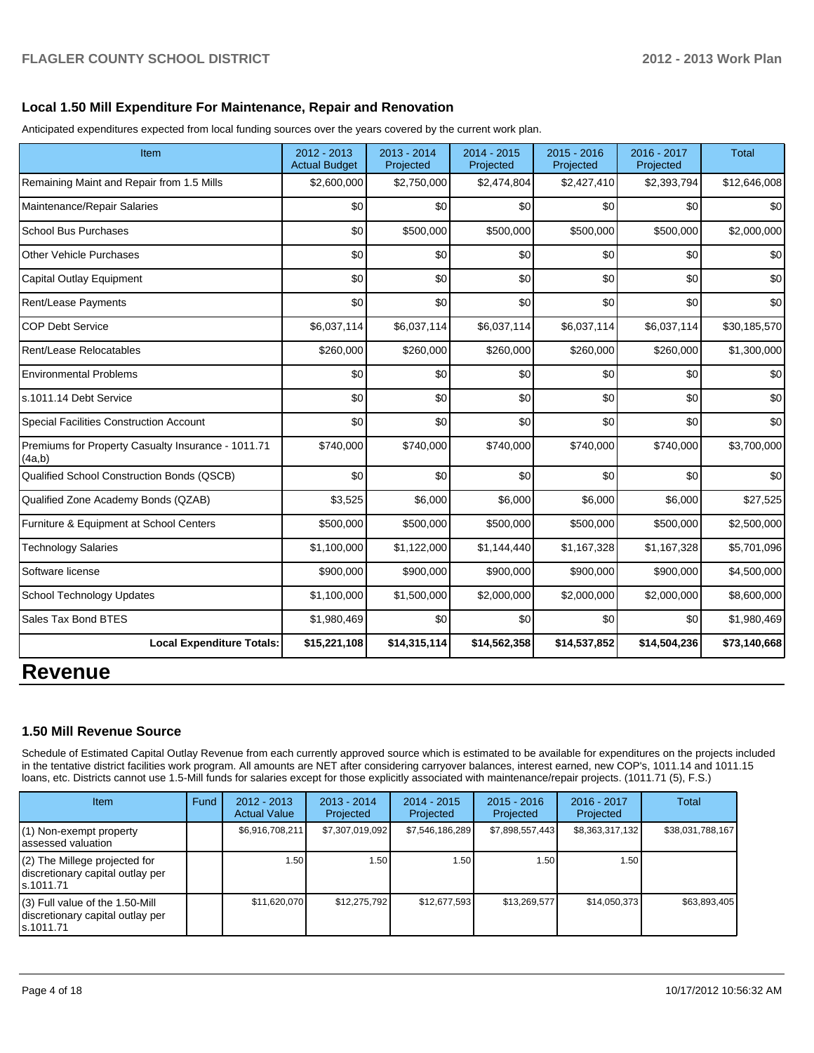### Local 1.50 Mill Expenditure For Maintenance, Repair and Renovation

Anticipated expenditures expected from local funding sources over the years covered by the current work plan.

| Item | 2012 - 2013 Actual Budget | 2013 - 2014 Projected | 2014 - 2015 Projected | 2015 - 2016 Projected | 2016 - 2017 Projected | Total |
|---|---|---|---|---|---|---|
| Remaining Maint and Repair from 1.5 Mills | $2,600,000 | $2,750,000 | $2,474,804 | $2,427,410 | $2,393,794 | $12,646,008 |
| Maintenance/Repair Salaries | $0 | $0 | $0 | $0 | $0 | $0 |
| School Bus Purchases | $0 | $500,000 | $500,000 | $500,000 | $500,000 | $2,000,000 |
| Other Vehicle Purchases | $0 | $0 | $0 | $0 | $0 | $0 |
| Capital Outlay Equipment | $0 | $0 | $0 | $0 | $0 | $0 |
| Rent/Lease Payments | $0 | $0 | $0 | $0 | $0 | $0 |
| COP Debt Service | $6,037,114 | $6,037,114 | $6,037,114 | $6,037,114 | $6,037,114 | $30,185,570 |
| Rent/Lease Relocatables | $260,000 | $260,000 | $260,000 | $260,000 | $260,000 | $1,300,000 |
| Environmental Problems | $0 | $0 | $0 | $0 | $0 | $0 |
| s.1011.14 Debt Service | $0 | $0 | $0 | $0 | $0 | $0 |
| Special Facilities Construction Account | $0 | $0 | $0 | $0 | $0 | $0 |
| Premiums for Property Casualty Insurance - 1011.71 (4a,b) | $740,000 | $740,000 | $740,000 | $740,000 | $740,000 | $3,700,000 |
| Qualified School Construction Bonds (QSCB) | $0 | $0 | $0 | $0 | $0 | $0 |
| Qualified Zone Academy Bonds (QZAB) | $3,525 | $6,000 | $6,000 | $6,000 | $6,000 | $27,525 |
| Furniture & Equipment at School Centers | $500,000 | $500,000 | $500,000 | $500,000 | $500,000 | $2,500,000 |
| Technology Salaries | $1,100,000 | $1,122,000 | $1,144,440 | $1,167,328 | $1,167,328 | $5,701,096 |
| Software license | $900,000 | $900,000 | $900,000 | $900,000 | $900,000 | $4,500,000 |
| School Technology Updates | $1,100,000 | $1,500,000 | $2,000,000 | $2,000,000 | $2,000,000 | $8,600,000 |
| Sales Tax Bond BTES | $1,980,469 | $0 | $0 | $0 | $0 | $1,980,469 |
| **Local Expenditure Totals:** | **$15,221,108** | **$14,315,114** | **$14,562,358** | **$14,537,852** | **$14,504,236** | **$73,140,668** |

# Revenue

### 1.50 Mill Revenue Source

Schedule of Estimated Capital Outlay Revenue from each currently approved source which is estimated to be available for expenditures on the projects included in the tentative district facilities work program. All amounts are NET after considering carryover balances, interest earned, new COP's, 1011.14 and 1011.15 loans, etc. Districts cannot use 1.5-Mill funds for salaries except for those explicitly associated with maintenance/repair projects. (1011.71 (5), F.S.)

| Item | Fund | 2012 - 2013 Actual Value | 2013 - 2014 Projected | 2014 - 2015 Projected | 2015 - 2016 Projected | 2016 - 2017 Projected | Total |
|---|---|---|---|---|---|---|---|
| (1) Non-exempt property assessed valuation | | $6,916,708,211 | $7,307,019,092 | $7,546,186,289 | $7,898,557,443 | $8,363,317,132 | $38,031,788,167 |
| (2) The Millege projected for discretionary capital outlay per s.1011.71 | | 1.50 | 1.50 | 1.50 | 1.50 | 1.50 | |
| (3) Full value of the 1.50-Mill discretionary capital outlay per s.1011.71 | | $11,620,070 | $12,275,792 | $12,677,593 | $13,269,577 | $14,050,373 | $63,893,405 |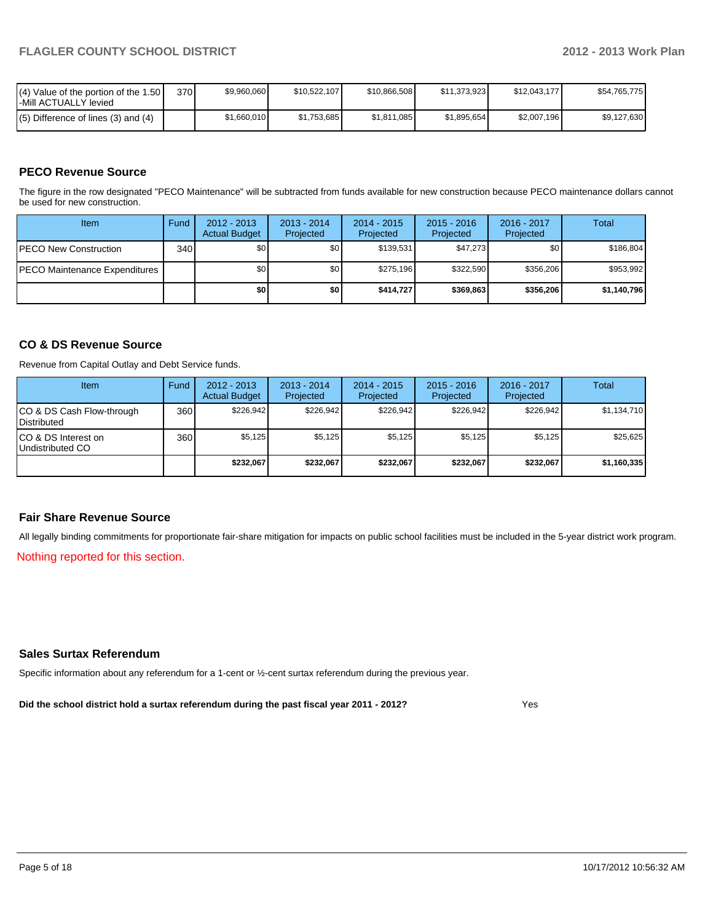| (4) Value of the portion of the 1.50 -Mill ACTUALLY levied | 370 | $9,960,060 | $10,522,107 | $10,866,508 | $11,373,923 | $12,043,177 | $54,765,775 |
|---|---|---|---|---|---|---|---|
| (5) Difference of lines (3) and (4) | | $1,660,010 | $1,753,685 | $1,811,085 | $1,895,654 | $2,007,196 | $9,127,630 |

## PECO Revenue Source

The figure in the row designated "PECO Maintenance" will be subtracted from funds available for new construction because PECO maintenance dollars cannot be used for new construction.

| Item | Fund | 2012 - 2013 Actual Budget | 2013 - 2014 Projected | 2014 - 2015 Projected | 2015 - 2016 Projected | 2016 - 2017 Projected | Total |
|---|---|---|---|---|---|---|---|
| PECO New Construction | 340 | $0 | $0 | $139,531 | $47,273 | $0 | $186,804 |
| PECO Maintenance Expenditures | | $0 | $0 | $275,196 | $322,590 | $356,206 | $953,992 |
| | | **$0** | **$0** | **$414,727** | **$369,863** | **$356,206** | **$1,140,796** |

## CO & DS Revenue Source

Revenue from Capital Outlay and Debt Service funds.

| Item | Fund | 2012 - 2013 Actual Budget | 2013 - 2014 Projected | 2014 - 2015 Projected | 2015 - 2016 Projected | 2016 - 2017 Projected | Total |
|---|---|---|---|---|---|---|---|
| CO & DS Cash Flow-through Distributed | 360 | $226,942 | $226,942 | $226,942 | $226,942 | $226,942 | $1,134,710 |
| CO & DS Interest on Undistributed CO | 360 | $5,125 | $5,125 | $5,125 | $5,125 | $5,125 | $25,625 |
| | | **$232,067** | **$232,067** | **$232,067** | **$232,067** | **$232,067** | **$1,160,335** |

## Fair Share Revenue Source

All legally binding commitments for proportionate fair-share mitigation for impacts on public school facilities must be included in the 5-year district work program.

Nothing reported for this section.

## Sales Surtax Referendum

Specific information about any referendum for a 1-cent or ½-cent surtax referendum during the previous year.

**Did the school district hold a surtax referendum during the past fiscal year 2011 - 2012?** Yes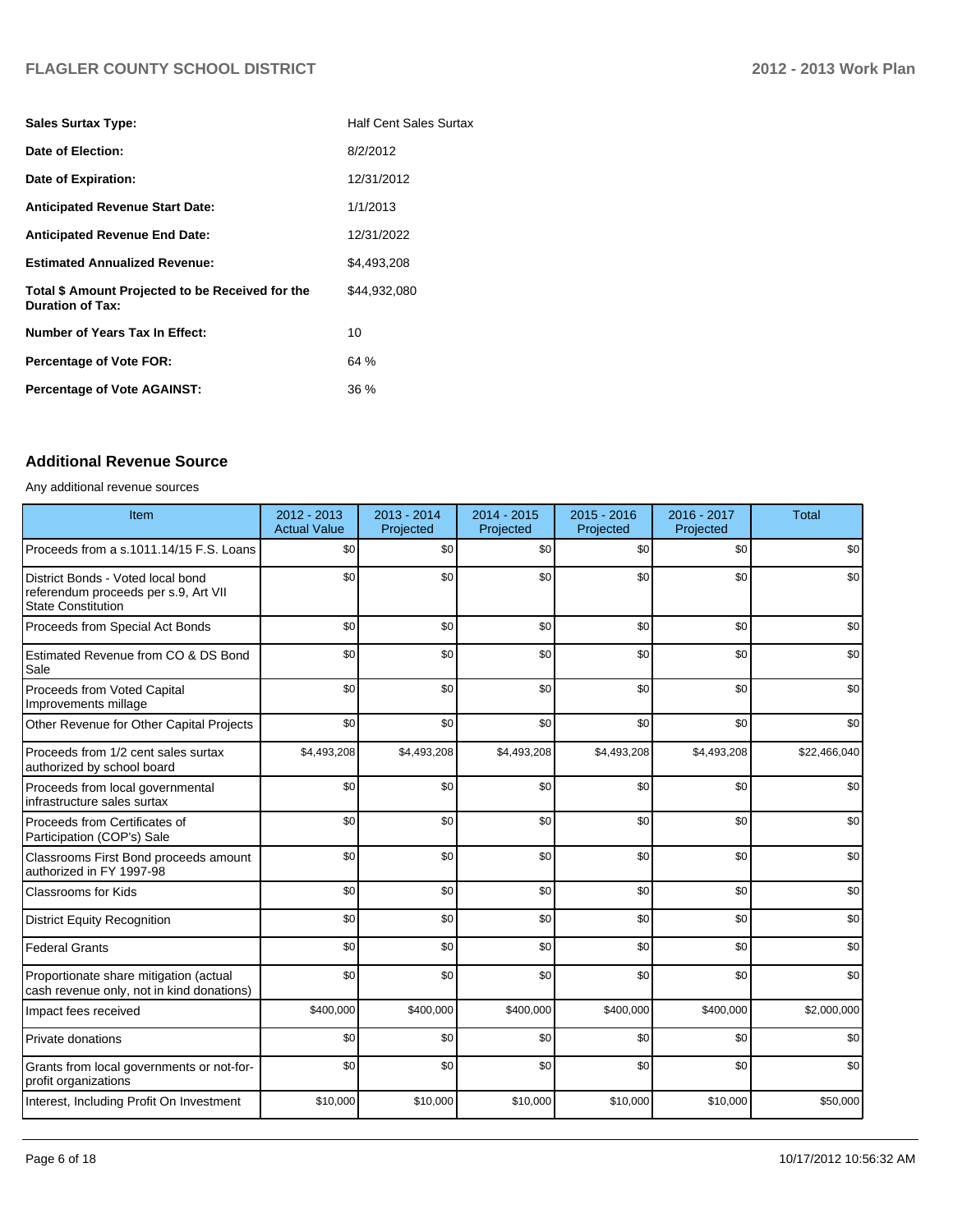| | |
|---|---|
| **Sales Surtax Type:** | Half Cent Sales Surtax |
| **Date of Election:** | 8/2/2012 |
| **Date of Expiration:** | 12/31/2012 |
| **Anticipated Revenue Start Date:** | 1/1/2013 |
| **Anticipated Revenue End Date:** | 12/31/2022 |
| **Estimated Annualized Revenue:** | $4,493,208 |
| **Total $ Amount Projected to be Received for the Duration of Tax:** | $44,932,080 |
| **Number of Years Tax In Effect:** | 10 |
| **Percentage of Vote FOR:** | 64 % |
| **Percentage of Vote AGAINST:** | 36 % |

## Additional Revenue Source

Any additional revenue sources

| Item | 2012 - 2013 Actual Value | 2013 - 2014 Projected | 2014 - 2015 Projected | 2015 - 2016 Projected | 2016 - 2017 Projected | Total |
|---|---|---|---|---|---|---|
| Proceeds from a s.1011.14/15 F.S. Loans | $0 | $0 | $0 | $0 | $0 | $0 |
| District Bonds - Voted local bond referendum proceeds per s.9, Art VII State Constitution | $0 | $0 | $0 | $0 | $0 | $0 |
| Proceeds from Special Act Bonds | $0 | $0 | $0 | $0 | $0 | $0 |
| Estimated Revenue from CO & DS Bond Sale | $0 | $0 | $0 | $0 | $0 | $0 |
| Proceeds from Voted Capital Improvements millage | $0 | $0 | $0 | $0 | $0 | $0 |
| Other Revenue for Other Capital Projects | $0 | $0 | $0 | $0 | $0 | $0 |
| Proceeds from 1/2 cent sales surtax authorized by school board | $4,493,208 | $4,493,208 | $4,493,208 | $4,493,208 | $4,493,208 | $22,466,040 |
| Proceeds from local governmental infrastructure sales surtax | $0 | $0 | $0 | $0 | $0 | $0 |
| Proceeds from Certificates of Participation (COP's) Sale | $0 | $0 | $0 | $0 | $0 | $0 |
| Classrooms First Bond proceeds amount authorized in FY 1997-98 | $0 | $0 | $0 | $0 | $0 | $0 |
| Classrooms for Kids | $0 | $0 | $0 | $0 | $0 | $0 |
| District Equity Recognition | $0 | $0 | $0 | $0 | $0 | $0 |
| Federal Grants | $0 | $0 | $0 | $0 | $0 | $0 |
| Proportionate share mitigation (actual cash revenue only, not in kind donations) | $0 | $0 | $0 | $0 | $0 | $0 |
| Impact fees received | $400,000 | $400,000 | $400,000 | $400,000 | $400,000 | $2,000,000 |
| Private donations | $0 | $0 | $0 | $0 | $0 | $0 |
| Grants from local governments or not-for-profit organizations | $0 | $0 | $0 | $0 | $0 | $0 |
| Interest, Including Profit On Investment | $10,000 | $10,000 | $10,000 | $10,000 | $10,000 | $50,000 |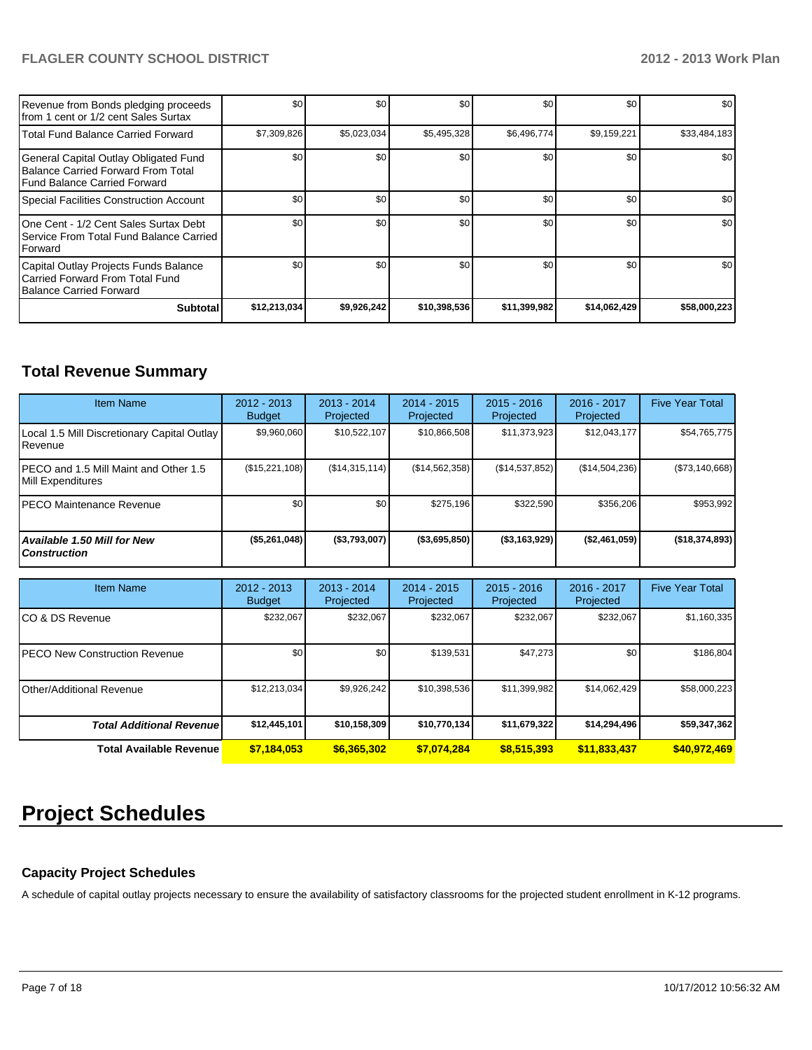| | | | | | | |
|---|---|---|---|---|---|---|
| Revenue from Bonds pledging proceeds from 1 cent or 1/2 cent Sales Surtax | $0 | $0 | $0 | $0 | $0 | $0 |
| Total Fund Balance Carried Forward | $7,309,826 | $5,023,034 | $5,495,328 | $6,496,774 | $9,159,221 | $33,484,183 |
| General Capital Outlay Obligated Fund Balance Carried Forward From Total Fund Balance Carried Forward | $0 | $0 | $0 | $0 | $0 | $0 |
| Special Facilities Construction Account | $0 | $0 | $0 | $0 | $0 | $0 |
| One Cent - 1/2 Cent Sales Surtax Debt Service From Total Fund Balance Carried Forward | $0 | $0 | $0 | $0 | $0 | $0 |
| Capital Outlay Projects Funds Balance Carried Forward From Total Fund Balance Carried Forward | $0 | $0 | $0 | $0 | $0 | $0 |
| **Subtotal** | **$12,213,034** | **$9,926,242** | **$10,398,536** | **$11,399,982** | **$14,062,429** | **$58,000,223** |

## Total Revenue Summary

| Item Name | 2012 - 2013 Budget | 2013 - 2014 Projected | 2014 - 2015 Projected | 2015 - 2016 Projected | 2016 - 2017 Projected | Five Year Total |
|---|---|---|---|---|---|---|
| Local 1.5 Mill Discretionary Capital Outlay Revenue | $9,960,060 | $10,522,107 | $10,866,508 | $11,373,923 | $12,043,177 | $54,765,775 |
| PECO and 1.5 Mill Maint and Other 1.5 Mill Expenditures | ($15,221,108) | ($14,315,114) | ($14,562,358) | ($14,537,852) | ($14,504,236) | ($73,140,668) |
| PECO Maintenance Revenue | $0 | $0 | $275,196 | $322,590 | $356,206 | $953,992 |
| ***Available 1.50 Mill for New Construction*** | **($5,261,048)** | **($3,793,007)** | **($3,695,850)** | **($3,163,929)** | **($2,461,059)** | **($18,374,893)** |

| Item Name | 2012 - 2013 Budget | 2013 - 2014 Projected | 2014 - 2015 Projected | 2015 - 2016 Projected | 2016 - 2017 Projected | Five Year Total |
|---|---|---|---|---|---|---|
| CO & DS Revenue | $232,067 | $232,067 | $232,067 | $232,067 | $232,067 | $1,160,335 |
| PECO New Construction Revenue | $0 | $0 | $139,531 | $47,273 | $0 | $186,804 |
| Other/Additional Revenue | $12,213,034 | $9,926,242 | $10,398,536 | $11,399,982 | $14,062,429 | $58,000,223 |
| ***Total Additional Revenue*** | **$12,445,101** | **$10,158,309** | **$10,770,134** | **$11,679,322** | **$14,294,496** | **$59,347,362** |
| **Total Available Revenue** | **$7,184,053** | **$6,365,302** | **$7,074,284** | **$8,515,393** | **$11,833,437** | **$40,972,469** |

# Project Schedules

### Capacity Project Schedules

A schedule of capital outlay projects necessary to ensure the availability of satisfactory classrooms for the projected student enrollment in K-12 programs.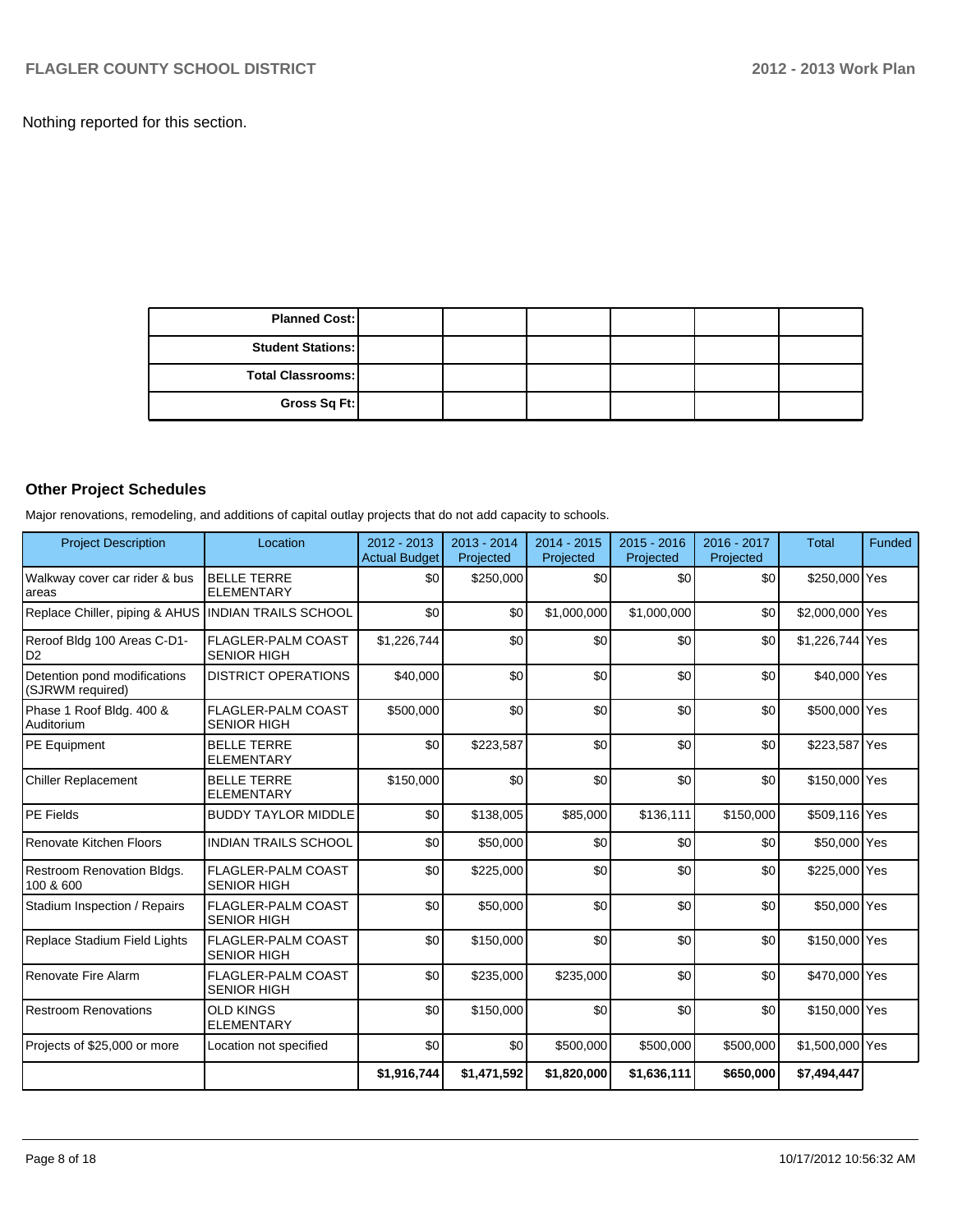Nothing reported for this section.

| | | | | | | |
|---|---|---|---|---|---|---|
| **Planned Cost:** | | | | | | |
| **Student Stations:** | | | | | | |
| **Total Classrooms:** | | | | | | |
| **Gross Sq Ft:** | | | | | | |

### Other Project Schedules

Major renovations, remodeling, and additions of capital outlay projects that do not add capacity to schools.

| Project Description | Location | 2012 - 2013 Actual Budget | 2013 - 2014 Projected | 2014 - 2015 Projected | 2015 - 2016 Projected | 2016 - 2017 Projected | Total | Funded |
|---|---|---|---|---|---|---|---|---|
| Walkway cover car rider & bus areas | BELLE TERRE ELEMENTARY | $0 | $250,000 | $0 | $0 | $0 | $250,000 | Yes |
| Replace Chiller, piping & AHUS | INDIAN TRAILS SCHOOL | $0 | $0 | $1,000,000 | $1,000,000 | $0 | $2,000,000 | Yes |
| Reroof Bldg 100 Areas C-D1-D2 | FLAGLER-PALM COAST SENIOR HIGH | $1,226,744 | $0 | $0 | $0 | $0 | $1,226,744 | Yes |
| Detention pond modifications (SJRWM required) | DISTRICT OPERATIONS | $40,000 | $0 | $0 | $0 | $0 | $40,000 | Yes |
| Phase 1 Roof Bldg. 400 & Auditorium | FLAGLER-PALM COAST SENIOR HIGH | $500,000 | $0 | $0 | $0 | $0 | $500,000 | Yes |
| PE Equipment | BELLE TERRE ELEMENTARY | $0 | $223,587 | $0 | $0 | $0 | $223,587 | Yes |
| Chiller Replacement | BELLE TERRE ELEMENTARY | $150,000 | $0 | $0 | $0 | $0 | $150,000 | Yes |
| PE Fields | BUDDY TAYLOR MIDDLE | $0 | $138,005 | $85,000 | $136,111 | $150,000 | $509,116 | Yes |
| Renovate Kitchen Floors | INDIAN TRAILS SCHOOL | $0 | $50,000 | $0 | $0 | $0 | $50,000 | Yes |
| Restroom Renovation Bldgs. 100 & 600 | FLAGLER-PALM COAST SENIOR HIGH | $0 | $225,000 | $0 | $0 | $0 | $225,000 | Yes |
| Stadium Inspection / Repairs | FLAGLER-PALM COAST SENIOR HIGH | $0 | $50,000 | $0 | $0 | $0 | $50,000 | Yes |
| Replace Stadium Field Lights | FLAGLER-PALM COAST SENIOR HIGH | $0 | $150,000 | $0 | $0 | $0 | $150,000 | Yes |
| Renovate Fire Alarm | FLAGLER-PALM COAST SENIOR HIGH | $0 | $235,000 | $235,000 | $0 | $0 | $470,000 | Yes |
| Restroom Renovations | OLD KINGS ELEMENTARY | $0 | $150,000 | $0 | $0 | $0 | $150,000 | Yes |
| Projects of $25,000 or more | Location not specified | $0 | $0 | $500,000 | $500,000 | $500,000 | $1,500,000 | Yes |
| | | **$1,916,744** | **$1,471,592** | **$1,820,000** | **$1,636,111** | **$650,000** | **$7,494,447** | |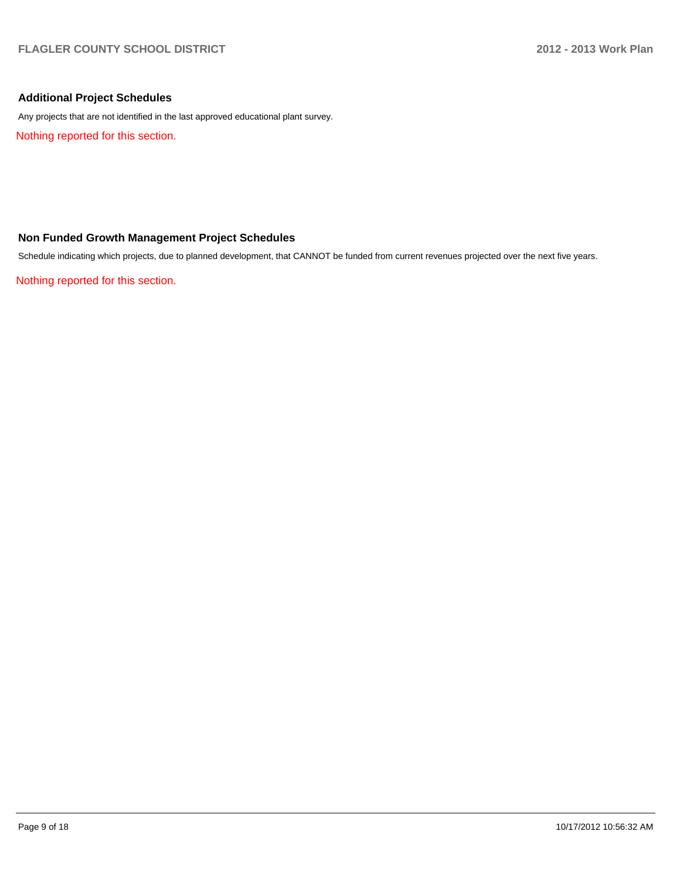## Additional Project Schedules

Any projects that are not identified in the last approved educational plant survey.

Nothing reported for this section.

## Non Funded Growth Management Project Schedules

Schedule indicating which projects, due to planned development, that CANNOT be funded from current revenues projected over the next five years.

Nothing reported for this section.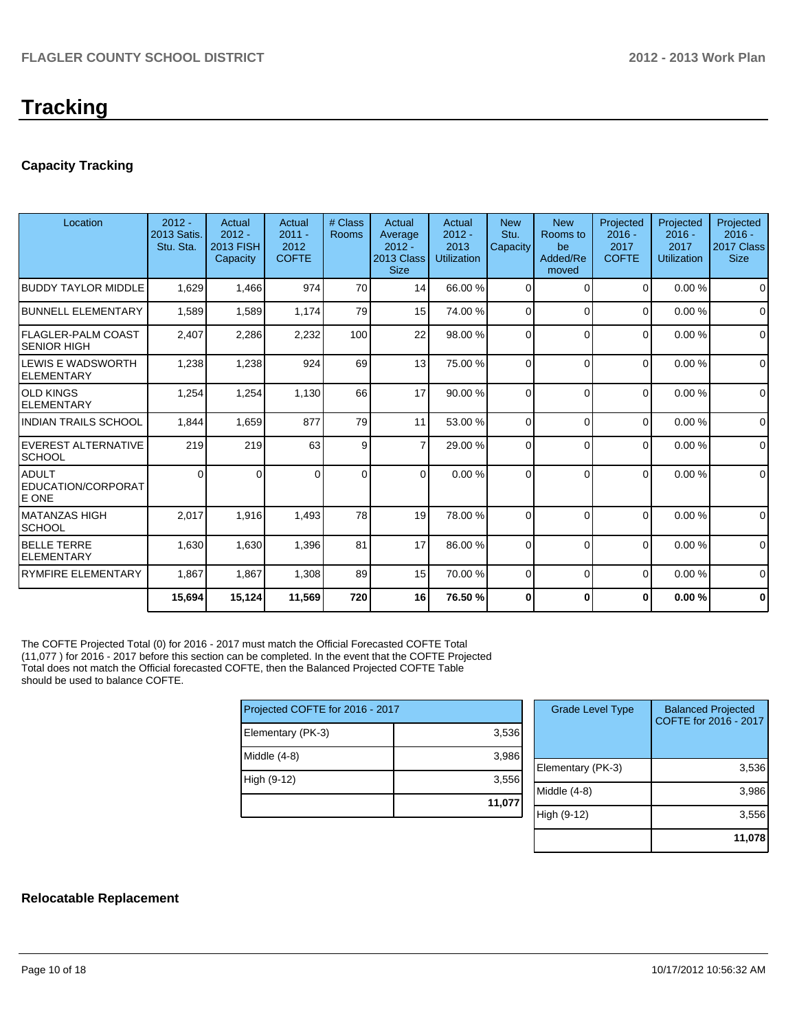# Tracking

### Capacity Tracking

| Location | 2012 - 2013 Satis. Stu. Sta. | Actual 2012 - 2013 FISH Capacity | Actual 2011 - 2012 COFTE | # Class Rooms | Actual Average 2012 - 2013 Class Size | Actual 2012 - 2013 Utilization | New Stu. Capacity | New Rooms to be Added/Removed | Projected 2016 - 2017 COFTE | Projected 2016 - 2017 Utilization | Projected 2016 - 2017 Class Size |
|---|---|---|---|---|---|---|---|---|---|---|---|
| BUDDY TAYLOR MIDDLE | 1,629 | 1,466 | 974 | 70 | 14 | 66.00 % | 0 | 0 | 0 | 0.00 % | 0 |
| BUNNELL ELEMENTARY | 1,589 | 1,589 | 1,174 | 79 | 15 | 74.00 % | 0 | 0 | 0 | 0.00 % | 0 |
| FLAGLER-PALM COAST SENIOR HIGH | 2,407 | 2,286 | 2,232 | 100 | 22 | 98.00 % | 0 | 0 | 0 | 0.00 % | 0 |
| LEWIS E WADSWORTH ELEMENTARY | 1,238 | 1,238 | 924 | 69 | 13 | 75.00 % | 0 | 0 | 0 | 0.00 % | 0 |
| OLD KINGS ELEMENTARY | 1,254 | 1,254 | 1,130 | 66 | 17 | 90.00 % | 0 | 0 | 0 | 0.00 % | 0 |
| INDIAN TRAILS SCHOOL | 1,844 | 1,659 | 877 | 79 | 11 | 53.00 % | 0 | 0 | 0 | 0.00 % | 0 |
| EVEREST ALTERNATIVE SCHOOL | 219 | 219 | 63 | 9 | 7 | 29.00 % | 0 | 0 | 0 | 0.00 % | 0 |
| ADULT EDUCATION/CORPORATE ONE | 0 | 0 | 0 | 0 | 0 | 0.00 % | 0 | 0 | 0 | 0.00 % | 0 |
| MATANZAS HIGH SCHOOL | 2,017 | 1,916 | 1,493 | 78 | 19 | 78.00 % | 0 | 0 | 0 | 0.00 % | 0 |
| BELLE TERRE ELEMENTARY | 1,630 | 1,630 | 1,396 | 81 | 17 | 86.00 % | 0 | 0 | 0 | 0.00 % | 0 |
| RYMFIRE ELEMENTARY | 1,867 | 1,867 | 1,308 | 89 | 15 | 70.00 % | 0 | 0 | 0 | 0.00 % | 0 |
| | **15,694** | **15,124** | **11,569** | **720** | **16** | **76.50 %** | **0** | **0** | **0** | **0.00 %** | **0** |

The COFTE Projected Total (0) for 2016 - 2017 must match the Official Forecasted COFTE Total (11,077 ) for 2016 - 2017 before this section can be completed. In the event that the COFTE Projected Total does not match the Official forecasted COFTE, then the Balanced Projected COFTE Table should be used to balance COFTE.

| Projected COFTE for 2016 - 2017 | |
|---|---|
| Elementary (PK-3) | 3,536 |
| Middle (4-8) | 3,986 |
| High (9-12) | 3,556 |
| | **11,077** |

| Grade Level Type | Balanced Projected COFTE for 2016 - 2017 |
|---|---|
| Elementary (PK-3) | 3,536 |
| Middle (4-8) | 3,986 |
| High (9-12) | 3,556 |
| | **11,078** |

### Relocatable Replacement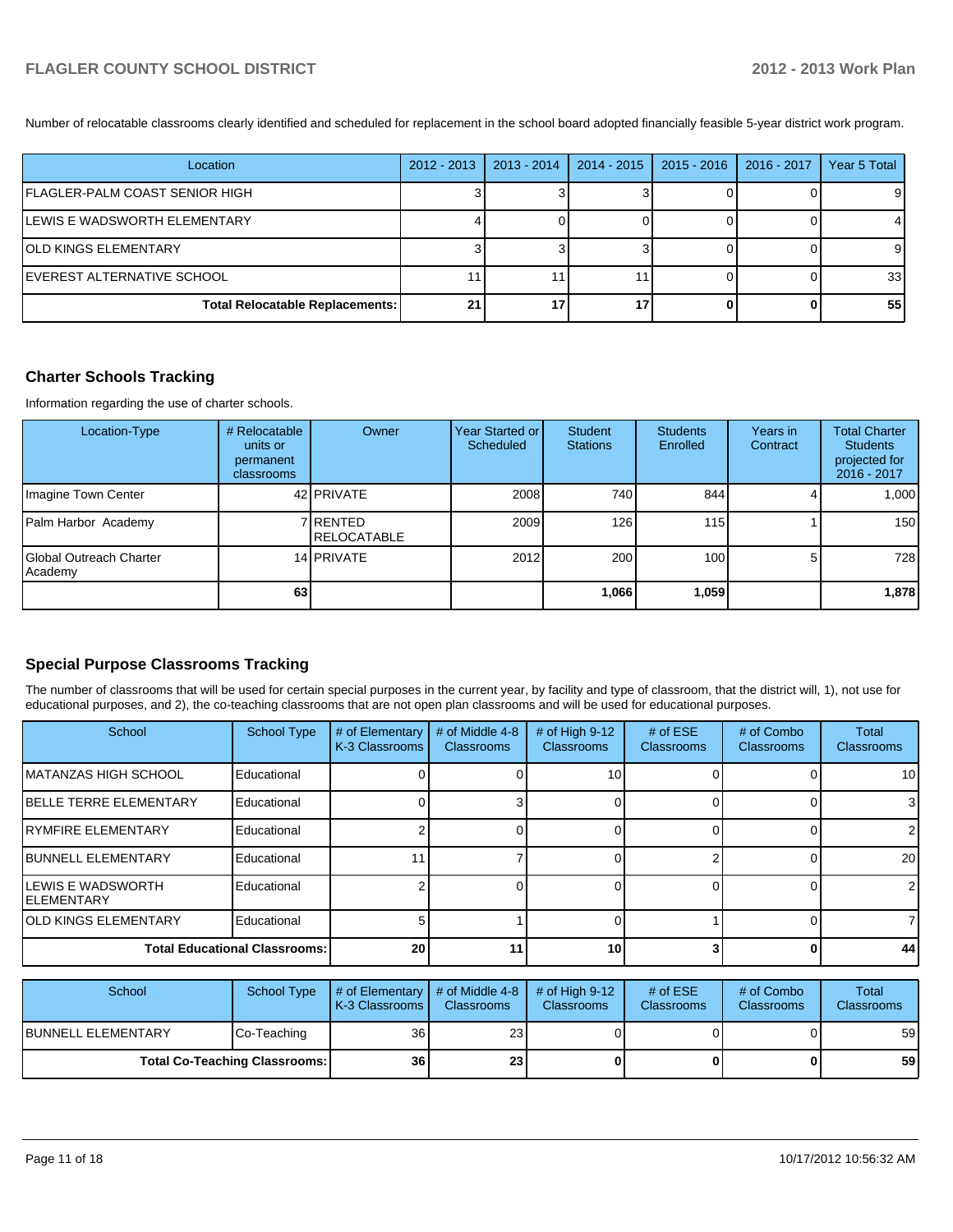Number of relocatable classrooms clearly identified and scheduled for replacement in the school board adopted financially feasible 5-year district work program.

| Location | 2012 - 2013 | 2013 - 2014 | 2014 - 2015 | 2015 - 2016 | 2016 - 2017 | Year 5 Total |
|---|---|---|---|---|---|---|
| FLAGLER-PALM COAST SENIOR HIGH | 3 | 3 | 3 | 0 | 0 | 9 |
| LEWIS E WADSWORTH ELEMENTARY | 4 | 0 | 0 | 0 | 0 | 4 |
| OLD KINGS ELEMENTARY | 3 | 3 | 3 | 0 | 0 | 9 |
| EVEREST ALTERNATIVE SCHOOL | 11 | 11 | 11 | 0 | 0 | 33 |
| **Total Relocatable Replacements:** | **21** | **17** | **17** | **0** | **0** | **55** |

## Charter Schools Tracking

Information regarding the use of charter schools.

| Location-Type | # Relocatable units or permanent classrooms | Owner | Year Started or Scheduled | Student Stations | Students Enrolled | Years in Contract | Total Charter Students projected for 2016 - 2017 |
|---|---|---|---|---|---|---|---|
| Imagine Town Center | 42 | PRIVATE | 2008 | 740 | 844 | 4 | 1,000 |
| Palm Harbor Academy | 7 | RENTED RELOCATABLE | 2009 | 126 | 115 | 1 | 150 |
| Global Outreach Charter Academy | 14 | PRIVATE | 2012 | 200 | 100 | 5 | 728 |
| | **63** | | | **1,066** | **1,059** | | **1,878** |

## Special Purpose Classrooms Tracking

The number of classrooms that will be used for certain special purposes in the current year, by facility and type of classroom, that the district will, 1), not use for educational purposes, and 2), the co-teaching classrooms that are not open plan classrooms and will be used for educational purposes.

| School | School Type | # of Elementary K-3 Classrooms | # of Middle 4-8 Classrooms | # of High 9-12 Classrooms | # of ESE Classrooms | # of Combo Classrooms | Total Classrooms |
|---|---|---|---|---|---|---|---|
| MATANZAS HIGH SCHOOL | Educational | 0 | 0 | 10 | 0 | 0 | 10 |
| BELLE TERRE ELEMENTARY | Educational | 0 | 3 | 0 | 0 | 0 | 3 |
| RYMFIRE ELEMENTARY | Educational | 2 | 0 | 0 | 0 | 0 | 2 |
| BUNNELL ELEMENTARY | Educational | 11 | 7 | 0 | 2 | 0 | 20 |
| LEWIS E WADSWORTH ELEMENTARY | Educational | 2 | 0 | 0 | 0 | 0 | 2 |
| OLD KINGS ELEMENTARY | Educational | 5 | 1 | 0 | 1 | 0 | 7 |
| **Total Educational Classrooms:** | | **20** | **11** | **10** | **3** | **0** | **44** |

| School | School Type | # of Elementary K-3 Classrooms | # of Middle 4-8 Classrooms | # of High 9-12 Classrooms | # of ESE Classrooms | # of Combo Classrooms | Total Classrooms |
|---|---|---|---|---|---|---|---|
| BUNNELL ELEMENTARY | Co-Teaching | 36 | 23 | 0 | 0 | 0 | 59 |
| **Total Co-Teaching Classrooms:** | | **36** | **23** | **0** | **0** | **0** | **59** |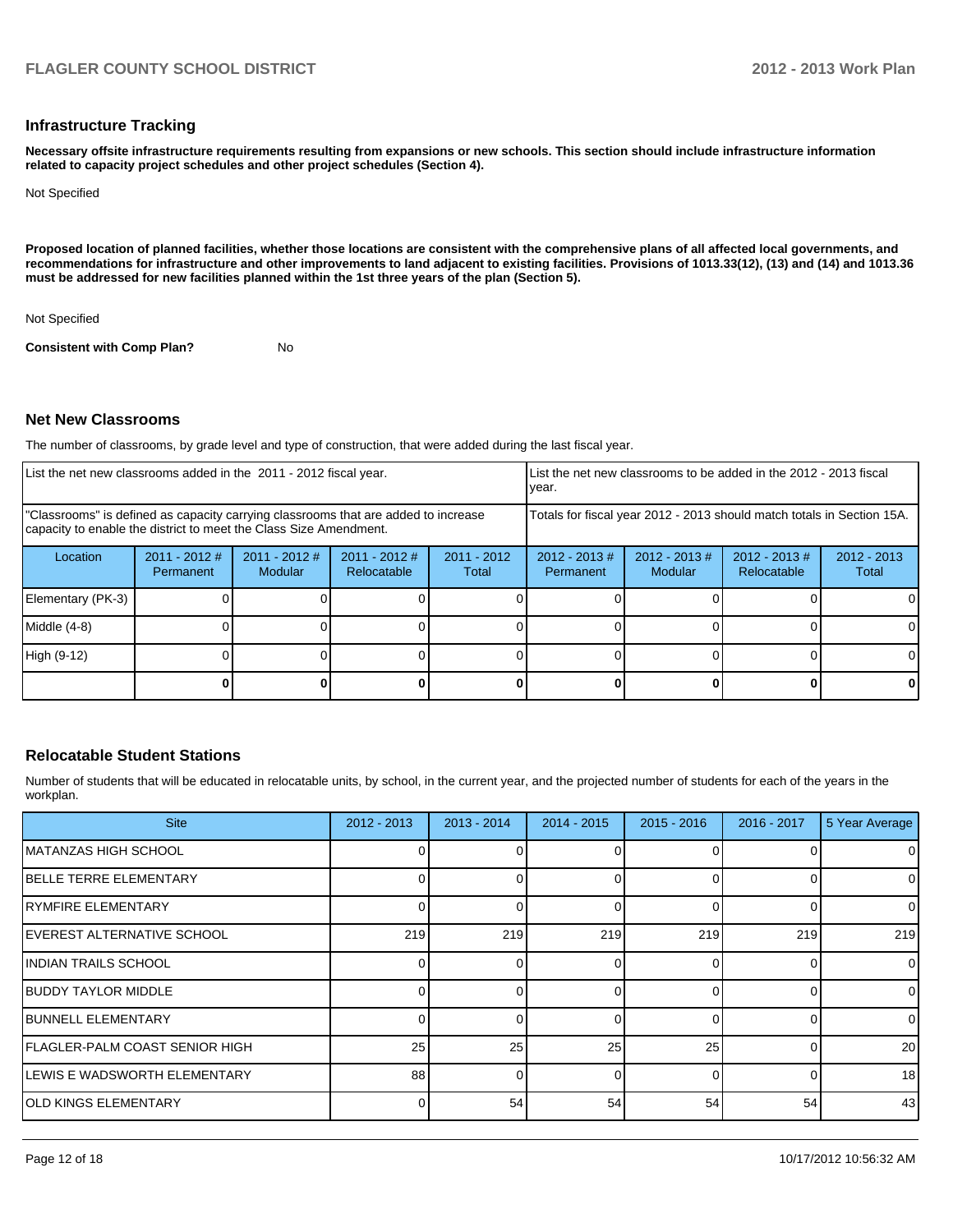## Infrastructure Tracking

**Necessary offsite infrastructure requirements resulting from expansions or new schools. This section should include infrastructure information related to capacity project schedules and other project schedules (Section 4).**

Not Specified

**Proposed location of planned facilities, whether those locations are consistent with the comprehensive plans of all affected local governments, and recommendations for infrastructure and other improvements to land adjacent to existing facilities. Provisions of 1013.33(12), (13) and (14) and 1013.36 must be addressed for new facilities planned within the 1st three years of the plan (Section 5).**

Not Specified

**Consistent with Comp Plan?** No

## Net New Classrooms

The number of classrooms, by grade level and type of construction, that were added during the last fiscal year.

| List the net new classrooms added in the 2011 - 2012 fiscal year. | | | | | List the net new classrooms to be added in the 2012 - 2013 fiscal year. | | | |
|---|---|---|---|---|---|---|---|---|
| "Classrooms" is defined as capacity carrying classrooms that are added to increase capacity to enable the district to meet the Class Size Amendment. | | | | | Totals for fiscal year 2012 - 2013 should match totals in Section 15A. | | | |
| Location | 2011 - 2012 # Permanent | 2011 - 2012 # Modular | 2011 - 2012 # Relocatable | 2011 - 2012 Total | 2012 - 2013 # Permanent | 2012 - 2013 # Modular | 2012 - 2013 # Relocatable | 2012 - 2013 Total |
| Elementary (PK-3) | 0 | 0 | 0 | 0 | 0 | 0 | 0 | 0 |
| Middle (4-8) | 0 | 0 | 0 | 0 | 0 | 0 | 0 | 0 |
| High (9-12) | 0 | 0 | 0 | 0 | 0 | 0 | 0 | 0 |
| | **0** | **0** | **0** | **0** | **0** | **0** | **0** | **0** |

## Relocatable Student Stations

Number of students that will be educated in relocatable units, by school, in the current year, and the projected number of students for each of the years in the workplan.

| Site | 2012 - 2013 | 2013 - 2014 | 2014 - 2015 | 2015 - 2016 | 2016 - 2017 | 5 Year Average |
|---|---|---|---|---|---|---|
| MATANZAS HIGH SCHOOL | 0 | 0 | 0 | 0 | 0 | 0 |
| BELLE TERRE ELEMENTARY | 0 | 0 | 0 | 0 | 0 | 0 |
| RYMFIRE ELEMENTARY | 0 | 0 | 0 | 0 | 0 | 0 |
| EVEREST ALTERNATIVE SCHOOL | 219 | 219 | 219 | 219 | 219 | 219 |
| INDIAN TRAILS SCHOOL | 0 | 0 | 0 | 0 | 0 | 0 |
| BUDDY TAYLOR MIDDLE | 0 | 0 | 0 | 0 | 0 | 0 |
| BUNNELL ELEMENTARY | 0 | 0 | 0 | 0 | 0 | 0 |
| FLAGLER-PALM COAST SENIOR HIGH | 25 | 25 | 25 | 25 | 0 | 20 |
| LEWIS E WADSWORTH ELEMENTARY | 88 | 0 | 0 | 0 | 0 | 18 |
| OLD KINGS ELEMENTARY | 0 | 54 | 54 | 54 | 54 | 43 |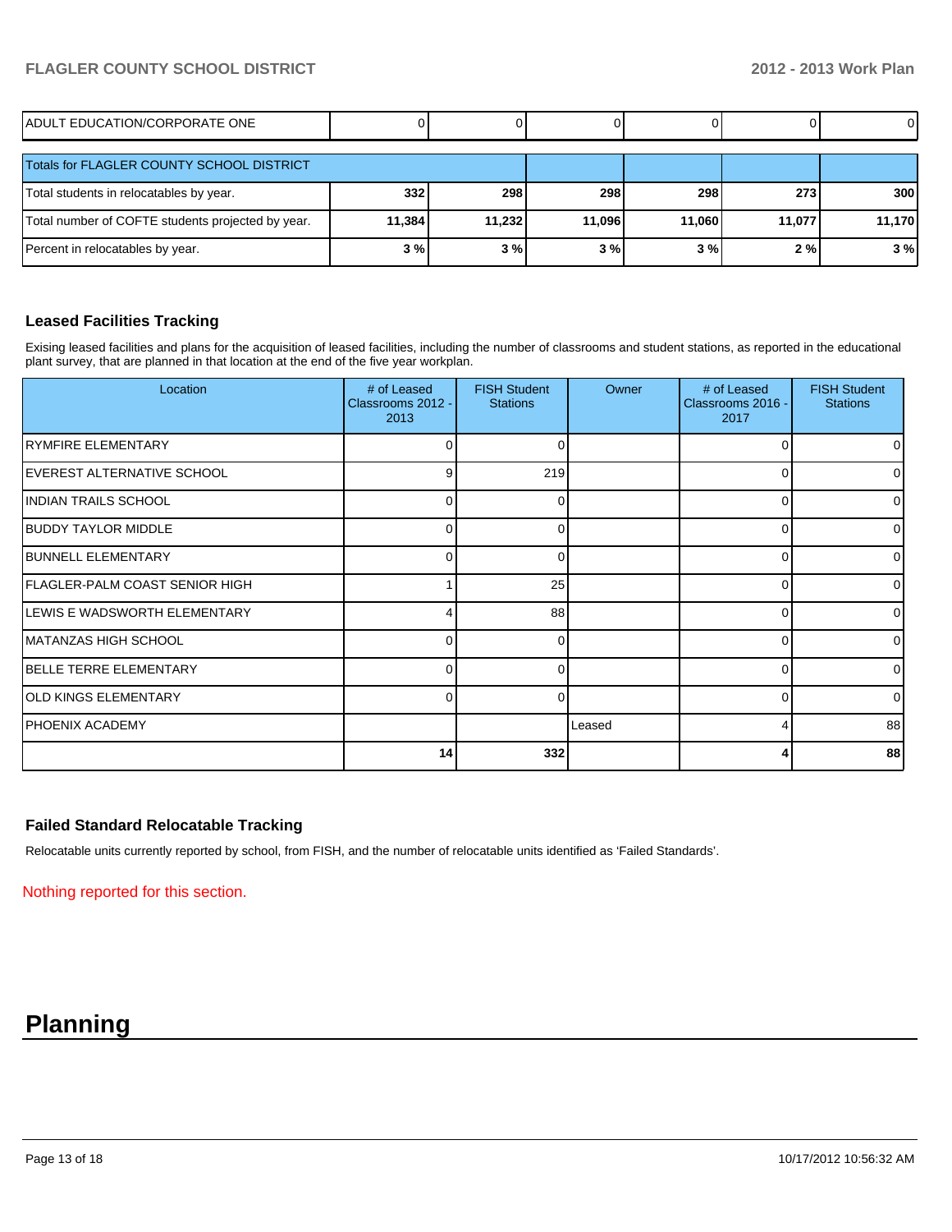| ADULT EDUCATION/CORPORATE ONE | 0 | 0 | 0 | 0 | 0 | 0 |
|---|---|---|---|---|---|---|

| Totals for FLAGLER COUNTY SCHOOL DISTRICT | | | | | | |
|---|---|---|---|---|---|---|
| Total students in relocatables by year. | **332** | **298** | **298** | **298** | **273** | **300** |
| Total number of COFTE students projected by year. | **11,384** | **11,232** | **11,096** | **11,060** | **11,077** | **11,170** |
| Percent in relocatables by year. | **3 %** | **3 %** | **3 %** | **3 %** | **2 %** | **3 %** |

### Leased Facilities Tracking

Exising leased facilities and plans for the acquisition of leased facilities, including the number of classrooms and student stations, as reported in the educational plant survey, that are planned in that location at the end of the five year workplan.

| Location | # of Leased Classrooms 2012 - 2013 | FISH Student Stations | Owner | # of Leased Classrooms 2016 - 2017 | FISH Student Stations |
|---|---|---|---|---|---|
| RYMFIRE ELEMENTARY | 0 | 0 | | 0 | 0 |
| EVEREST ALTERNATIVE SCHOOL | 9 | 219 | | 0 | 0 |
| INDIAN TRAILS SCHOOL | 0 | 0 | | 0 | 0 |
| BUDDY TAYLOR MIDDLE | 0 | 0 | | 0 | 0 |
| BUNNELL ELEMENTARY | 0 | 0 | | 0 | 0 |
| FLAGLER-PALM COAST SENIOR HIGH | 1 | 25 | | 0 | 0 |
| LEWIS E WADSWORTH ELEMENTARY | 4 | 88 | | 0 | 0 |
| MATANZAS HIGH SCHOOL | 0 | 0 | | 0 | 0 |
| BELLE TERRE ELEMENTARY | 0 | 0 | | 0 | 0 |
| OLD KINGS ELEMENTARY | 0 | 0 | | 0 | 0 |
| PHOENIX ACADEMY | | | Leased | 4 | 88 |
| | **14** | **332** | | **4** | **88** |

### Failed Standard Relocatable Tracking

Relocatable units currently reported by school, from FISH, and the number of relocatable units identified as 'Failed Standards'.

Nothing reported for this section.

# Planning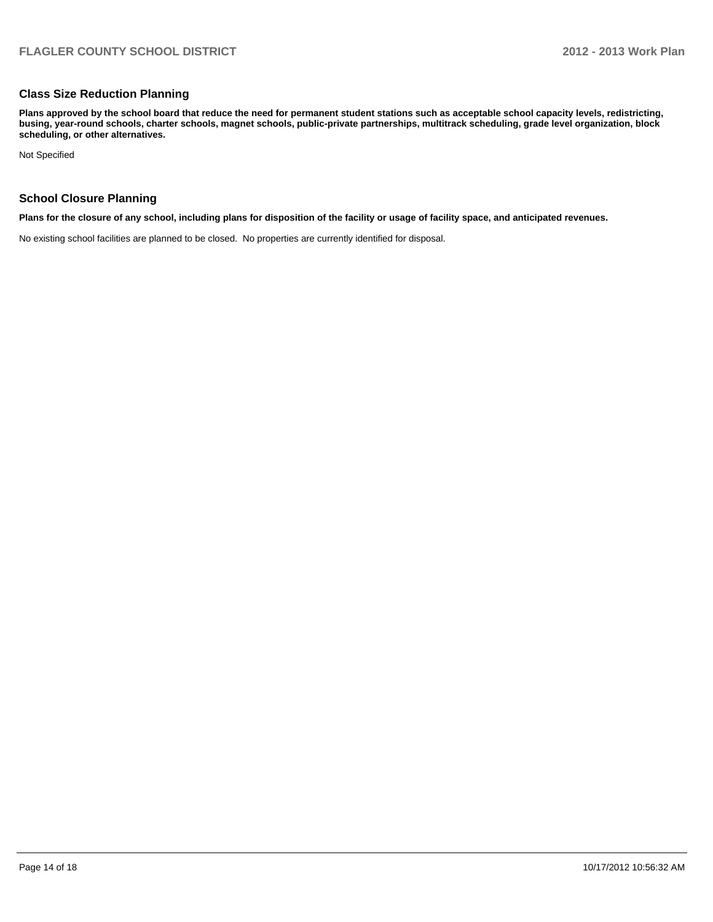## Class Size Reduction Planning

**Plans approved by the school board that reduce the need for permanent student stations such as acceptable school capacity levels, redistricting, busing, year-round schools, charter schools, magnet schools, public-private partnerships, multitrack scheduling, grade level organization, block scheduling, or other alternatives.**

Not Specified

## School Closure Planning

**Plans for the closure of any school, including plans for disposition of the facility or usage of facility space, and anticipated revenues.**

No existing school facilities are planned to be closed. No properties are currently identified for disposal.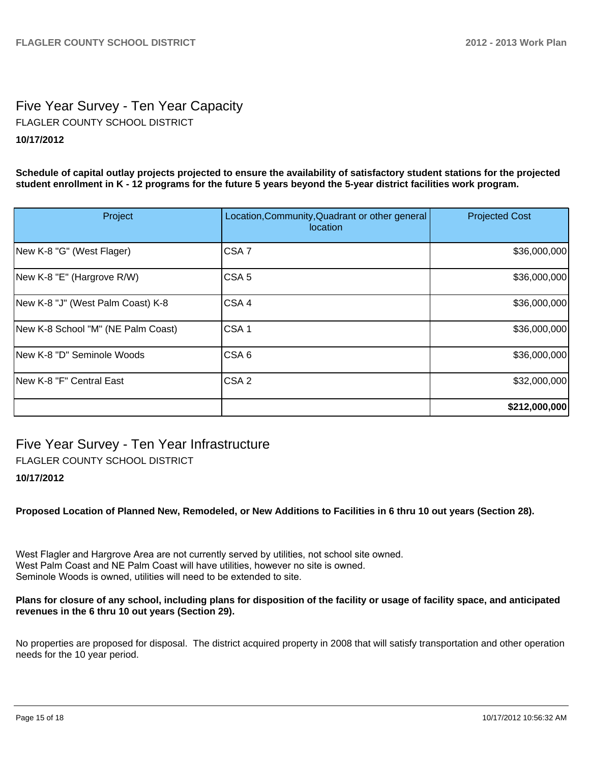## Five Year Survey - Ten Year Capacity

FLAGLER COUNTY SCHOOL DISTRICT

**10/17/2012**

**Schedule of capital outlay projects projected to ensure the availability of satisfactory student stations for the projected student enrollment in K - 12 programs for the future 5 years beyond the 5-year district facilities work program.**

| Project | Location,Community,Quadrant or other general location | Projected Cost |
| --- | --- | ---: |
| New K-8 "G" (West Flager) | CSA 7 | $36,000,000 |
| New K-8 "E" (Hargrove R/W) | CSA 5 | $36,000,000 |
| New K-8 "J" (West Palm Coast) K-8 | CSA 4 | $36,000,000 |
| New K-8 School "M" (NE Palm Coast) | CSA 1 | $36,000,000 |
| New K-8 "D" Seminole Woods | CSA 6 | $36,000,000 |
| New K-8 "F" Central East | CSA 2 | $32,000,000 |
| | | **$212,000,000** |

## Five Year Survey - Ten Year Infrastructure

FLAGLER COUNTY SCHOOL DISTRICT

**10/17/2012**

**Proposed Location of Planned New, Remodeled, or New Additions to Facilities in 6 thru 10 out years (Section 28).**

West Flagler and Hargrove Area are not currently served by utilities, not school site owned.
West Palm Coast and NE Palm Coast will have utilities, however no site is owned.
Seminole Woods is owned, utilities will need to be extended to site.

**Plans for closure of any school, including plans for disposition of the facility or usage of facility space, and anticipated revenues in the 6 thru 10 out years (Section 29).**

No properties are proposed for disposal. The district acquired property in 2008 that will satisfy transportation and other operation needs for the 10 year period.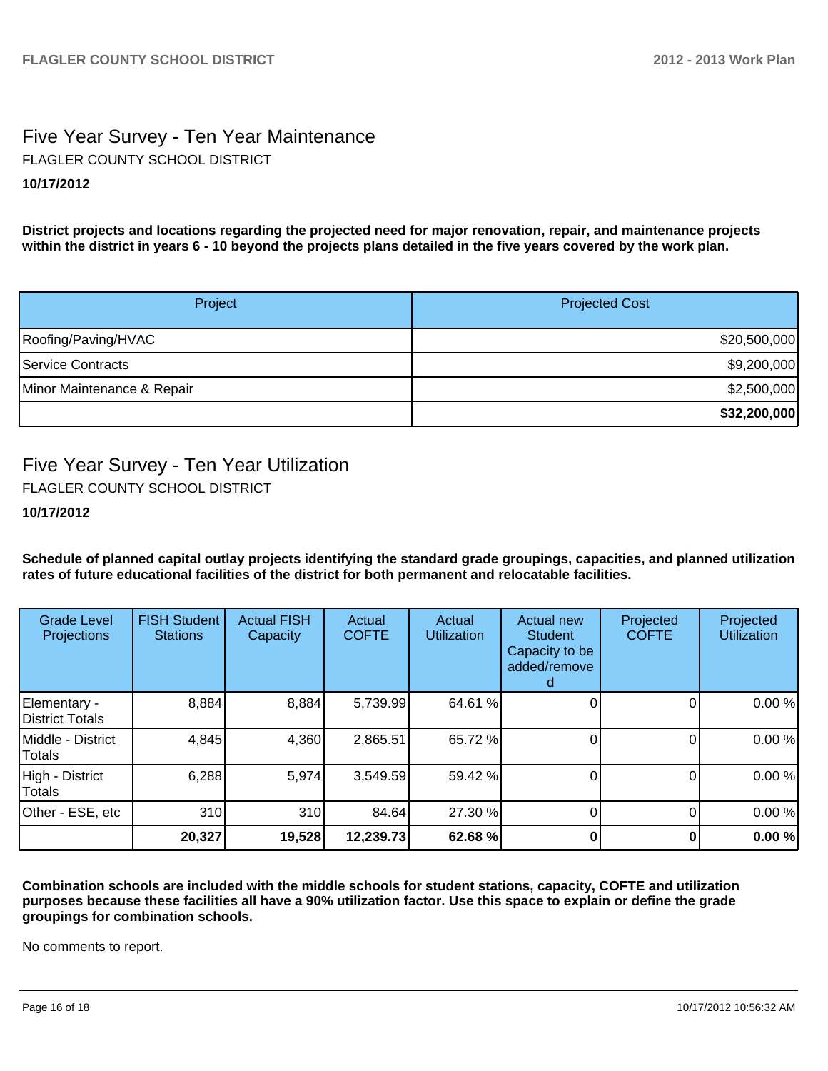## Five Year Survey - Ten Year Maintenance

FLAGLER COUNTY SCHOOL DISTRICT

**10/17/2012**

**District projects and locations regarding the projected need for major renovation, repair, and maintenance projects within the district in years 6 - 10 beyond the projects plans detailed in the five years covered by the work plan.**

| Project | Projected Cost |
|---|---|
| Roofing/Paving/HVAC | $20,500,000 |
| Service Contracts | $9,200,000 |
| Minor Maintenance & Repair | $2,500,000 |
| | **$32,200,000** |

## Five Year Survey - Ten Year Utilization

FLAGLER COUNTY SCHOOL DISTRICT

**10/17/2012**

**Schedule of planned capital outlay projects identifying the standard grade groupings, capacities, and planned utilization rates of future educational facilities of the district for both permanent and relocatable facilities.**

| Grade Level Projections | FISH Student Stations | Actual FISH Capacity | Actual COFTE | Actual Utilization | Actual new Student Capacity to be added/removed | Projected COFTE | Projected Utilization |
|---|---|---|---|---|---|---|---|
| Elementary - District Totals | 8,884 | 8,884 | 5,739.99 | 64.61 % | 0 | 0 | 0.00 % |
| Middle - District Totals | 4,845 | 4,360 | 2,865.51 | 65.72 % | 0 | 0 | 0.00 % |
| High - District Totals | 6,288 | 5,974 | 3,549.59 | 59.42 % | 0 | 0 | 0.00 % |
| Other - ESE, etc | 310 | 310 | 84.64 | 27.30 % | 0 | 0 | 0.00 % |
| | **20,327** | **19,528** | **12,239.73** | **62.68 %** | **0** | **0** | **0.00 %** |

**Combination schools are included with the middle schools for student stations, capacity, COFTE and utilization purposes because these facilities all have a 90% utilization factor. Use this space to explain or define the grade groupings for combination schools.**

No comments to report.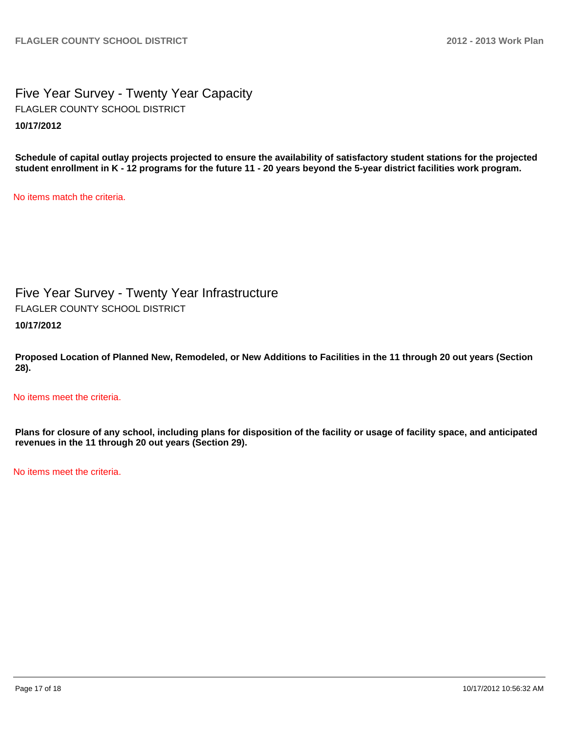# Five Year Survey - Twenty Year Capacity

FLAGLER COUNTY SCHOOL DISTRICT

**10/17/2012**

**Schedule of capital outlay projects projected to ensure the availability of satisfactory student stations for the projected student enrollment in K - 12 programs for the future 11 - 20 years beyond the 5-year district facilities work program.**

No items match the criteria.

# Five Year Survey - Twenty Year Infrastructure

FLAGLER COUNTY SCHOOL DISTRICT

**10/17/2012**

**Proposed Location of Planned New, Remodeled, or New Additions to Facilities in the 11 through 20 out years (Section 28).**

No items meet the criteria.

**Plans for closure of any school, including plans for disposition of the facility or usage of facility space, and anticipated revenues in the 11 through 20 out years (Section 29).**

No items meet the criteria.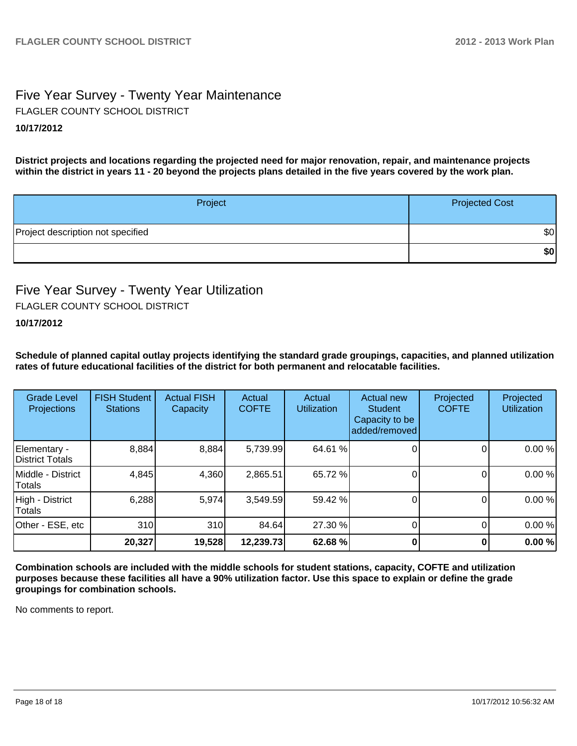## Five Year Survey - Twenty Year Maintenance

FLAGLER COUNTY SCHOOL DISTRICT

**10/17/2012**

**District projects and locations regarding the projected need for major renovation, repair, and maintenance projects within the district in years 11 - 20 beyond the projects plans detailed in the five years covered by the work plan.**

| Project | Projected Cost |
|---|---|
| Project description not specified | $0 |
| | **$0** |

## Five Year Survey - Twenty Year Utilization

FLAGLER COUNTY SCHOOL DISTRICT

**10/17/2012**

**Schedule of planned capital outlay projects identifying the standard grade groupings, capacities, and planned utilization rates of future educational facilities of the district for both permanent and relocatable facilities.**

| Grade Level Projections | FISH Student Stations | Actual FISH Capacity | Actual COFTE | Actual Utilization | Actual new Student Capacity to be added/removed | Projected COFTE | Projected Utilization |
|---|---|---|---|---|---|---|---|
| Elementary - District Totals | 8,884 | 8,884 | 5,739.99 | 64.61 % | 0 | 0 | 0.00 % |
| Middle - District Totals | 4,845 | 4,360 | 2,865.51 | 65.72 % | 0 | 0 | 0.00 % |
| High - District Totals | 6,288 | 5,974 | 3,549.59 | 59.42 % | 0 | 0 | 0.00 % |
| Other - ESE, etc | 310 | 310 | 84.64 | 27.30 % | 0 | 0 | 0.00 % |
| | **20,327** | **19,528** | **12,239.73** | **62.68 %** | **0** | **0** | **0.00 %** |

**Combination schools are included with the middle schools for student stations, capacity, COFTE and utilization purposes because these facilities all have a 90% utilization factor. Use this space to explain or define the grade groupings for combination schools.**

No comments to report.